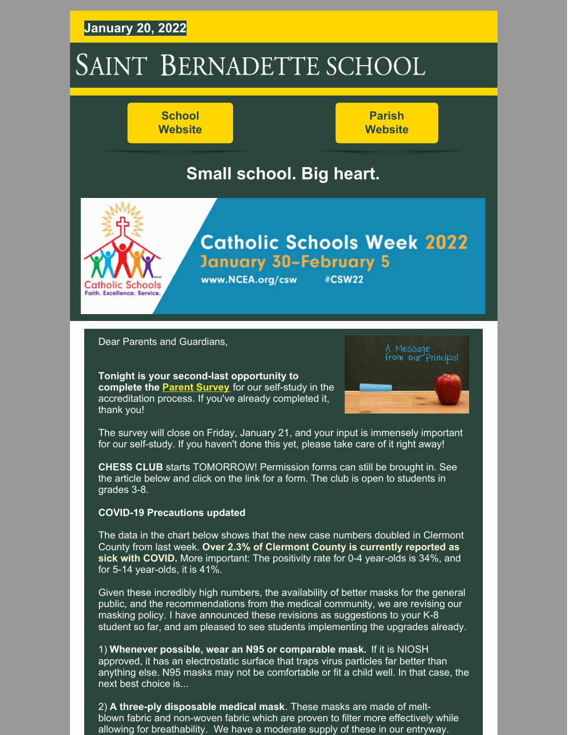**January 20, 2022**

# SAINT BERNADETTE SCHOOL

School Website

Parish Website

## Small school. Big heart.

Catholic Schools Week 2022
January 30–February 5
www.NCEA.org/csw #CSW22

Catholic Schools
Faith. Excellence. Service.

A Message from our Principal

Dear Parents and Guardians,

**Tonight is your second-last opportunity to complete the Parent Survey** for our self-study in the accreditation process. If you've already completed it, thank you!

The survey will close on Friday, January 21, and your input is immensely important for our self-study. If you haven't done this yet, please take care of it right away!

**CHESS CLUB** starts TOMORROW! Permission forms can still be brought in. See the article below and click on the link for a form. The club is open to students in grades 3-8.

**COVID-19 Precautions updated**

The data in the chart below shows that the new case numbers doubled in Clermont County from last week. **Over 2.3% of Clermont County is currently reported as sick with COVID.** More important: The positivity rate for 0-4 year-olds is 34%, and for 5-14 year-olds, it is 41%.

Given these incredibly high numbers, the availability of better masks for the general public, and the recommendations from the medical community, we are revising our masking policy. I have announced these revisions as suggestions to your K-8 student so far, and am pleased to see students implementing the upgrades already.

1) **Whenever possible, wear an N95 or comparable mask.** If it is NIOSH approved, it has an electrostatic surface that traps virus particles far better than anything else. N95 masks may not be comfortable or fit a child well. In that case, the next best choice is...

2) **A three-ply disposable medical mask**. These masks are made of melt-blown fabric and non-woven fabric which are proven to filter more effectively while allowing for breathability. We have a moderate supply of these in our entryway.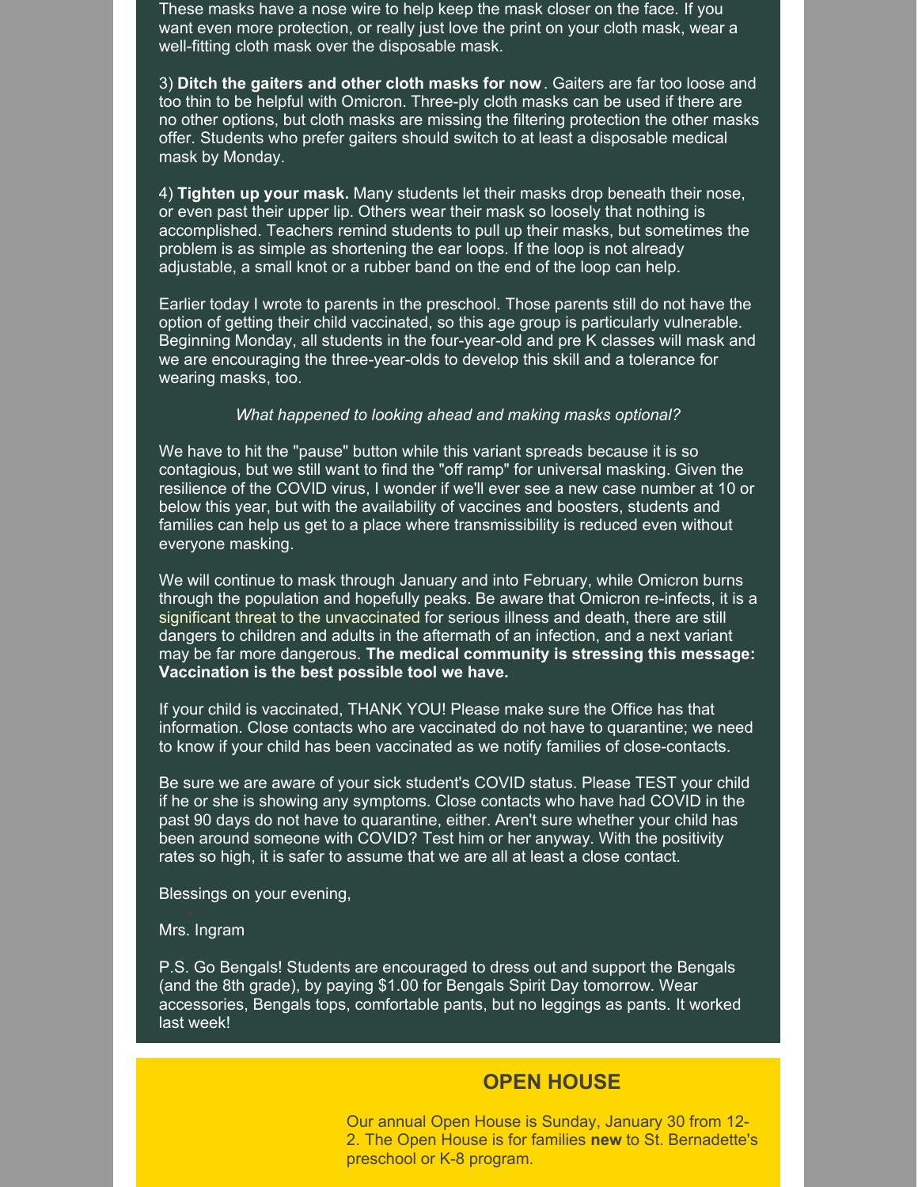These masks have a nose wire to help keep the mask closer on the face. If you want even more protection, or really just love the print on your cloth mask, wear a well-fitting cloth mask over the disposable mask.

3) **Ditch the gaiters and other cloth masks for now**. Gaiters are far too loose and too thin to be helpful with Omicron. Three-ply cloth masks can be used if there are no other options, but cloth masks are missing the filtering protection the other masks offer. Students who prefer gaiters should switch to at least a disposable medical mask by Monday.

4) **Tighten up your mask.** Many students let their masks drop beneath their nose, or even past their upper lip. Others wear their mask so loosely that nothing is accomplished. Teachers remind students to pull up their masks, but sometimes the problem is as simple as shortening the ear loops. If the loop is not already adjustable, a small knot or a rubber band on the end of the loop can help.

Earlier today I wrote to parents in the preschool. Those parents still do not have the option of getting their child vaccinated, so this age group is particularly vulnerable. Beginning Monday, all students in the four-year-old and pre K classes will mask and we are encouraging the three-year-olds to develop this skill and a tolerance for wearing masks, too.

*What happened to looking ahead and making masks optional?*

We have to hit the "pause" button while this variant spreads because it is so contagious, but we still want to find the "off ramp" for universal masking. Given the resilience of the COVID virus, I wonder if we'll ever see a new case number at 10 or below this year, but with the availability of vaccines and boosters, students and families can help us get to a place where transmissibility is reduced even without everyone masking.

We will continue to mask through January and into February, while Omicron burns through the population and hopefully peaks. Be aware that Omicron re-infects, it is a significant threat to the unvaccinated for serious illness and death, there are still dangers to children and adults in the aftermath of an infection, and a next variant may be far more dangerous. **The medical community is stressing this message: Vaccination is the best possible tool we have.**

If your child is vaccinated, THANK YOU! Please make sure the Office has that information. Close contacts who are vaccinated do not have to quarantine; we need to know if your child has been vaccinated as we notify families of close-contacts.

Be sure we are aware of your sick student's COVID status. Please TEST your child if he or she is showing any symptoms. Close contacts who have had COVID in the past 90 days do not have to quarantine, either. Aren't sure whether your child has been around someone with COVID? Test him or her anyway. With the positivity rates so high, it is safer to assume that we are all at least a close contact.

Blessings on your evening,

Mrs. Ingram

P.S. Go Bengals! Students are encouraged to dress out and support the Bengals (and the 8th grade), by paying $1.00 for Bengals Spirit Day tomorrow. Wear accessories, Bengals tops, comfortable pants, but no leggings as pants. It worked last week!

## OPEN HOUSE

Our annual Open House is Sunday, January 30 from 12-2. The Open House is for families **new** to St. Bernadette's preschool or K-8 program.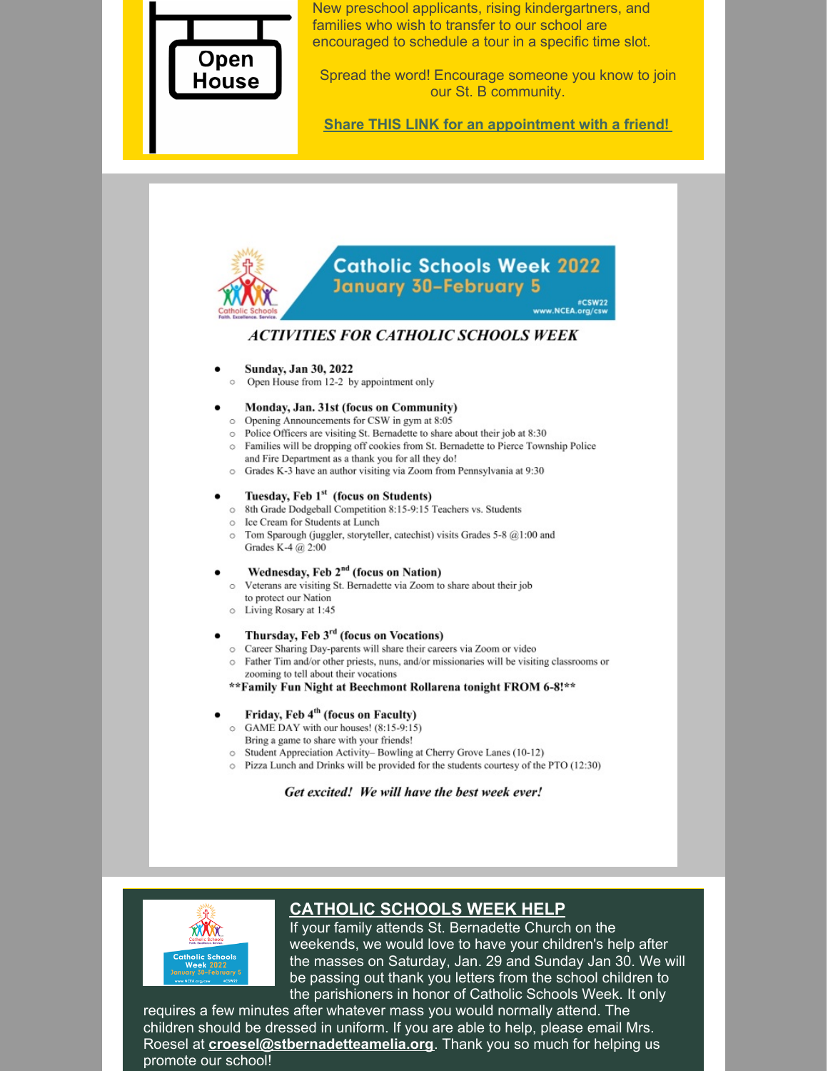Open House

New preschool applicants, rising kindergartners, and families who wish to transfer to our school are encouraged to schedule a tour in a specific time slot.

Spread the word! Encourage someone you know to join our St. B community.

**Share THIS LINK for an appointment with a friend!**

Catholic Schools Week 2022
January 30–February 5
#CSW22
www.NCEA.org/csw

### *ACTIVITIES FOR CATHOLIC SCHOOLS WEEK*

- **Sunday, Jan 30, 2022**
  - Open House from 12-2 by appointment only
- **Monday, Jan. 31st (focus on Community)**
  - Opening Announcements for CSW in gym at 8:05
  - Police Officers are visiting St. Bernadette to share about their job at 8:30
  - Families will be dropping off cookies from St. Bernadette to Pierce Township Police and Fire Department as a thank you for all they do!
  - Grades K-3 have an author visiting via Zoom from Pennsylvania at 9:30
- **Tuesday, Feb 1st (focus on Students)**
  - 8th Grade Dodgeball Competition 8:15-9:15 Teachers vs. Students
  - Ice Cream for Students at Lunch
  - Tom Sparough (juggler, storyteller, catechist) visits Grades 5-8 @1:00 and Grades K-4 @ 2:00
- **Wednesday, Feb 2nd (focus on Nation)**
  - Veterans are visiting St. Bernadette via Zoom to share about their job to protect our Nation
  - Living Rosary at 1:45
- **Thursday, Feb 3rd (focus on Vocations)**
  - Career Sharing Day-parents will share their careers via Zoom or video
  - Father Tim and/or other priests, nuns, and/or missionaries will be visiting classrooms or zooming to tell about their vocations

  **\*\*Family Fun Night at Beechmont Rollarena tonight FROM 6-8!\*\***
- **Friday, Feb 4th (focus on Faculty)**
  - GAME DAY with our houses! (8:15-9:15) Bring a game to share with your friends!
  - Student Appreciation Activity– Bowling at Cherry Grove Lanes (10-12)
  - Pizza Lunch and Drinks will be provided for the students courtesy of the PTO (12:30)

***Get excited! We will have the best week ever!***

## CATHOLIC SCHOOLS WEEK HELP

If your family attends St. Bernadette Church on the weekends, we would love to have your children's help after the masses on Saturday, Jan. 29 and Sunday Jan 30. We will be passing out thank you letters from the school children to the parishioners in honor of Catholic Schools Week. It only requires a few minutes after whatever mass you would normally attend. The children should be dressed in uniform. If you are able to help, please email Mrs. Roesel at **croesel@stbernadetteamelia.org**. Thank you so much for helping us promote our school!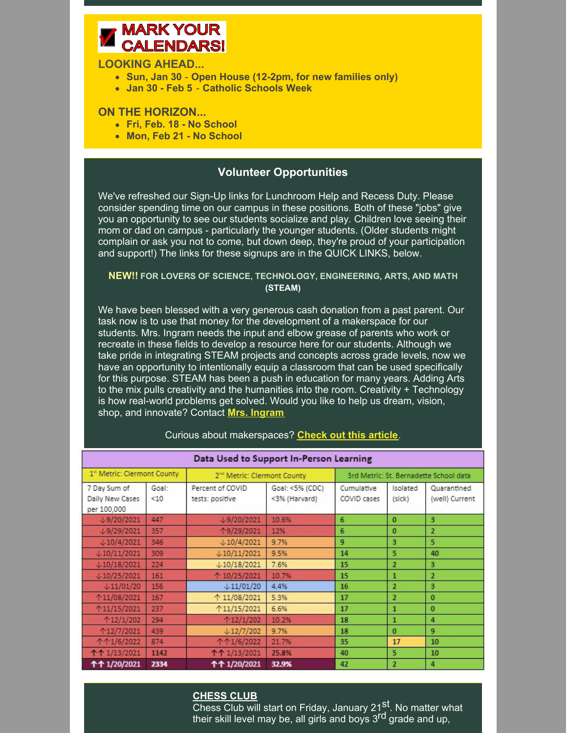## MARK YOUR CALENDARS!

### LOOKING AHEAD...

- **Sun, Jan 30 - Open House (12-2pm, for new families only)**
- **Jan 30 - Feb 5 - Catholic Schools Week**

### ON THE HORIZON...

- **Fri, Feb. 18 - No School**
- **Mon, Feb 21 - No School**

## Volunteer Opportunities

We've refreshed our Sign-Up links for Lunchroom Help and Recess Duty. Please consider spending time on our campus in these positions. Both of these "jobs" give you an opportunity to see our students socialize and play. Children love seeing their mom or dad on campus - particularly the younger students. (Older students might complain or ask you not to come, but down deep, they're proud of your participation and support!) The links for these signups are in the QUICK LINKS, below.

**NEW!! FOR LOVERS OF SCIENCE, TECHNOLOGY, ENGINEERING, ARTS, AND MATH (STEAM)**

We have been blessed with a very generous cash donation from a past parent. Our task now is to use that money for the development of a makerspace for our students. Mrs. Ingram needs the input and elbow grease of parents who work or recreate in these fields to develop a resource here for our students. Although we take pride in integrating STEAM projects and concepts across grade levels, now we have an opportunity to intentionally equip a classroom that can be used specifically for this purpose. STEAM has been a push in education for many years. Adding Arts to the mix pulls creativity and the humanities into the room. Creativity + Technology is how real-world problems get solved. Would you like to help us dream, vision, shop, and innovate? Contact **Mrs. Ingram**

Curious about makerspaces? **Check out this article**.

**Data Used to Support In-Person Learning**

| 1st Metric: Clermont County | | 2nd Metric: Clermont County | | 3rd Metric: St. Bernadette School data | | |
|---|---|---|---|---|---|---|
| 7 Day Sum of Daily New Cases per 100,000 | Goal: <10 | Percent of COVID tests: positive | Goal: <5% (CDC) <3% (Harvard) | Cumulative COVID cases | Isolated (sick) | Quarantined (well) Current |
| ↓9/20/2021 | 447 | ↓9/20/2021 | 10.6% | 6 | 0 | 3 |
| ↓9/29/2021 | 357 | ↑9/29/2021 | 12% | 6 | 0 | 2 |
| ↓10/4/2021 | 346 | ↓10/4/2021 | 9.7% | 9 | 3 | 5 |
| ↓10/11/2021 | 309 | ↓10/11/2021 | 9.5% | 14 | 5 | 40 |
| ↓10/18/2021 | 224 | ↓10/18/2021 | 7.6% | 15 | 2 | 3 |
| ↓10/25/2021 | 161 | ↑ 10/25/2021 | 10.7% | 15 | 1 | 2 |
| ↓11/01/20 | 156 | ↓11/01/20 | 4.4% | 16 | 2 | 3 |
| ↑11/08/2021 | 167 | ↑ 11/08/2021 | 5.3% | 17 | 2 | 0 |
| ↑11/15/2021 | 237 | ↑11/15/2021 | 6.6% | 17 | 1 | 0 |
| ↑12/1/202 | 294 | ↑12/1/202 | 10.2% | 18 | 1 | 4 |
| ↑12/7/2021 | 439 | ↓12/7/202 | 9.7% | 18 | 0 | 9 |
| ↑↑1/6/2022 | 874 | ↑↑1/6/2022 | 21.7% | 35 | 17 | 10 |
| ↑↑ 1/13/2021 | 1142 | ↑↑ 1/13/2021 | 25.8% | 40 | 5 | 10 |
| ↑↑ 1/20/2021 | 2334 | ↑↑ 1/20/2021 | 32.9% | 42 | 2 | 4 |

**CHESS CLUB**

Chess Club will start on Friday, January 21st. No matter what their skill level may be, all girls and boys 3rd grade and up,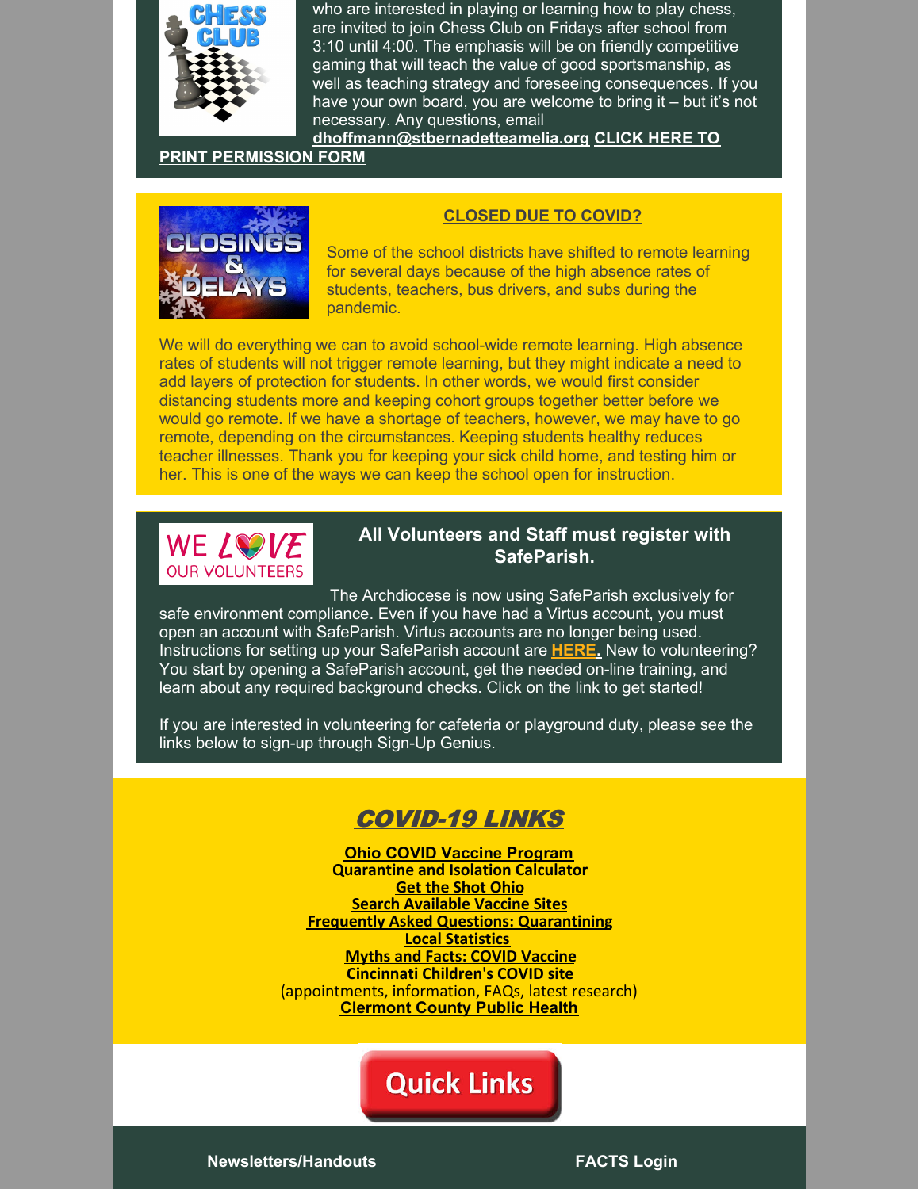who are interested in playing or learning how to play chess, are invited to join Chess Club on Fridays after school from 3:10 until 4:00. The emphasis will be on friendly competitive gaming that will teach the value of good sportsmanship, as well as teaching strategy and foreseeing consequences. If you have your own board, you are welcome to bring it – but it's not necessary. Any questions, email **dhoffmann@stbernadetteamelia.org** **CLICK HERE TO PRINT PERMISSION FORM**

## CLOSED DUE TO COVID?

Some of the school districts have shifted to remote learning for several days because of the high absence rates of students, teachers, bus drivers, and subs during the pandemic.

We will do everything we can to avoid school-wide remote learning. High absence rates of students will not trigger remote learning, but they might indicate a need to add layers of protection for students. In other words, we would first consider distancing students more and keeping cohort groups together better before we would go remote. If we have a shortage of teachers, however, we may have to go remote, depending on the circumstances. Keeping students healthy reduces teacher illnesses. Thank you for keeping your sick child home, and testing him or her. This is one of the ways we can keep the school open for instruction.

## All Volunteers and Staff must register with SafeParish.

The Archdiocese is now using SafeParish exclusively for safe environment compliance. Even if you have had a Virtus account, you must open an account with SafeParish. Virtus accounts are no longer being used. Instructions for setting up your SafeParish account are **HERE.** New to volunteering? You start by opening a SafeParish account, get the needed on-line training, and learn about any required background checks. Click on the link to get started!

If you are interested in volunteering for cafeteria or playground duty, please see the links below to sign-up through Sign-Up Genius.

## COVID-19 LINKS

**Ohio COVID Vaccine Program**
**Quarantine and Isolation Calculator**
**Get the Shot Ohio**
**Search Available Vaccine Sites**
**Frequently Asked Questions: Quarantining**
**Local Statistics**
**Myths and Facts: COVID Vaccine**
**Cincinnati Children's COVID site**
(appointments, information, FAQs, latest research)
**Clermont County Public Health**

## Quick Links

**Newsletters/Handouts**

**FACTS Login**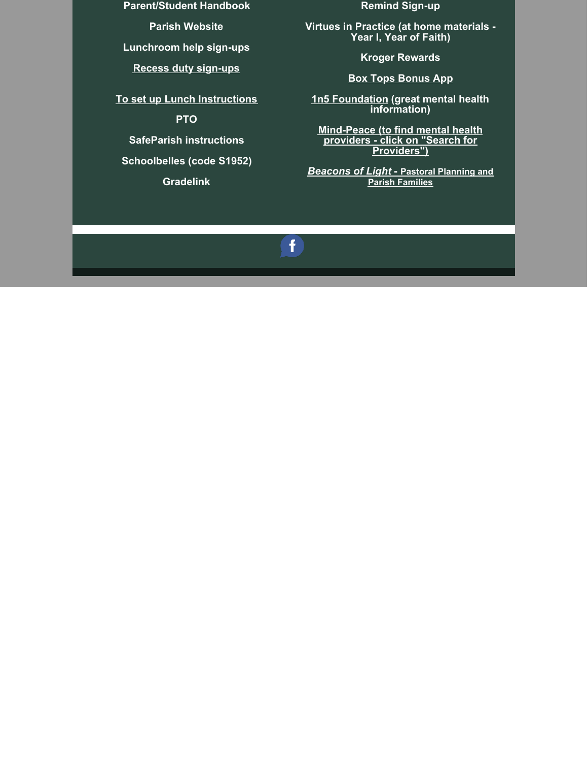**Parent/Student Handbook**

**Parish Website**

**Lunchroom help sign-ups**

**Recess duty sign-ups**

**To set up Lunch Instructions**

**PTO**

**SafeParish instructions**

**Schoolbelles (code S1952)**

**Gradelink**

**Remind Sign-up**

**Virtues in Practice (at home materials - Year I, Year of Faith)**

**Kroger Rewards**

**Box Tops Bonus App**

**1n5 Foundation (great mental health information)**

**Mind-Peace (to find mental health providers - click on "Search for Providers")**

***Beacons of Light* - Pastoral Planning and Parish Families**